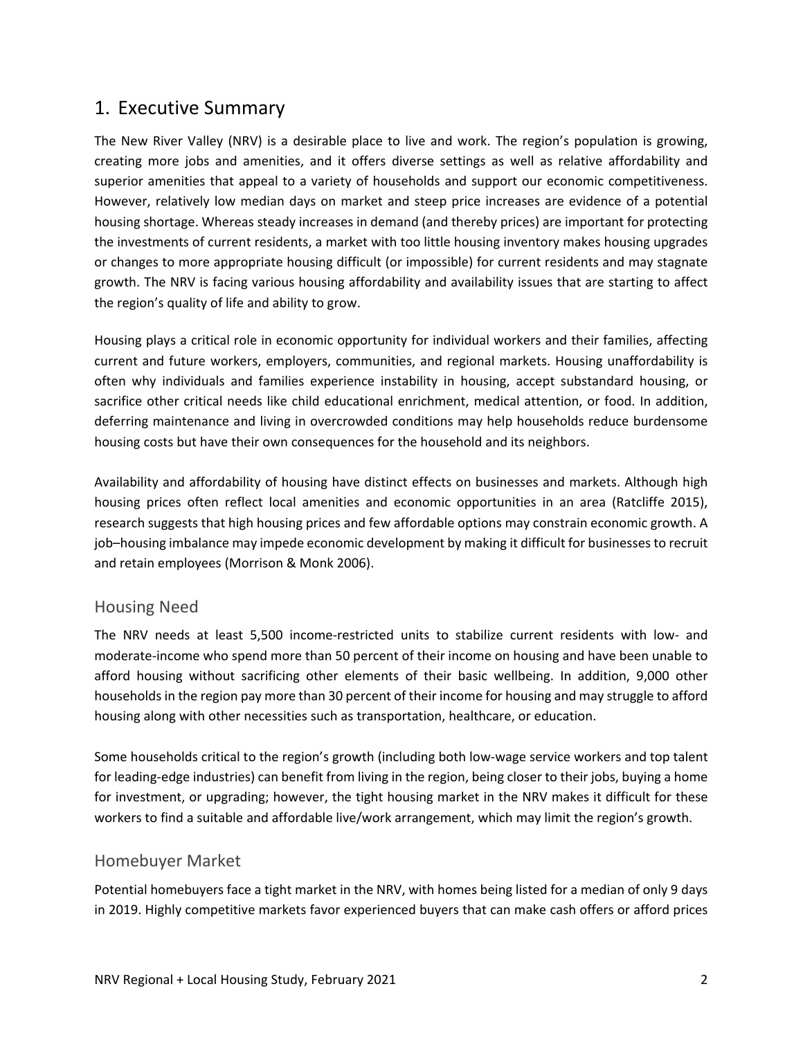# 1. Executive Summary

The New River Valley (NRV) is a desirable place to live and work. The region's population is growing, creating more jobs and amenities, and it offers diverse settings as well as relative affordability and superior amenities that appeal to a variety of households and support our economic competitiveness. However, relatively low median days on market and steep price increases are evidence of a potential housing shortage. Whereas steady increases in demand (and thereby prices) are important for protecting the investments of current residents, a market with too little housing inventory makes housing upgrades or changes to more appropriate housing difficult (or impossible) for current residents and may stagnate growth. The NRV is facing various housing affordability and availability issues that are starting to affect the region's quality of life and ability to grow.

Housing plays a critical role in economic opportunity for individual workers and their families, affecting current and future workers, employers, communities, and regional markets. Housing unaffordability is often why individuals and families experience instability in housing, accept substandard housing, or sacrifice other critical needs like child educational enrichment, medical attention, or food. In addition, deferring maintenance and living in overcrowded conditions may help households reduce burdensome housing costs but have their own consequences for the household and its neighbors.

Availability and affordability of housing have distinct effects on businesses and markets. Although high housing prices often reflect local amenities and economic opportunities in an area (Ratcliffe 2015), research suggests that high housing prices and few affordable options may constrain economic growth. A job–housing imbalance may impede economic development by making it difficult for businesses to recruit and retain employees (Morrison & Monk 2006).

## Housing Need

The NRV needs at least 5,500 income-restricted units to stabilize current residents with low- and moderate-income who spend more than 50 percent of their income on housing and have been unable to afford housing without sacrificing other elements of their basic wellbeing. In addition, 9,000 other households in the region pay more than 30 percent of their income for housing and may struggle to afford housing along with other necessities such as transportation, healthcare, or education.

Some households critical to the region's growth (including both low-wage service workers and top talent for leading-edge industries) can benefit from living in the region, being closer to their jobs, buying a home for investment, or upgrading; however, the tight housing market in the NRV makes it difficult for these workers to find a suitable and affordable live/work arrangement, which may limit the region's growth.

## Homebuyer Market

Potential homebuyers face a tight market in the NRV, with homes being listed for a median of only 9 days in 2019. Highly competitive markets favor experienced buyers that can make cash offers or afford prices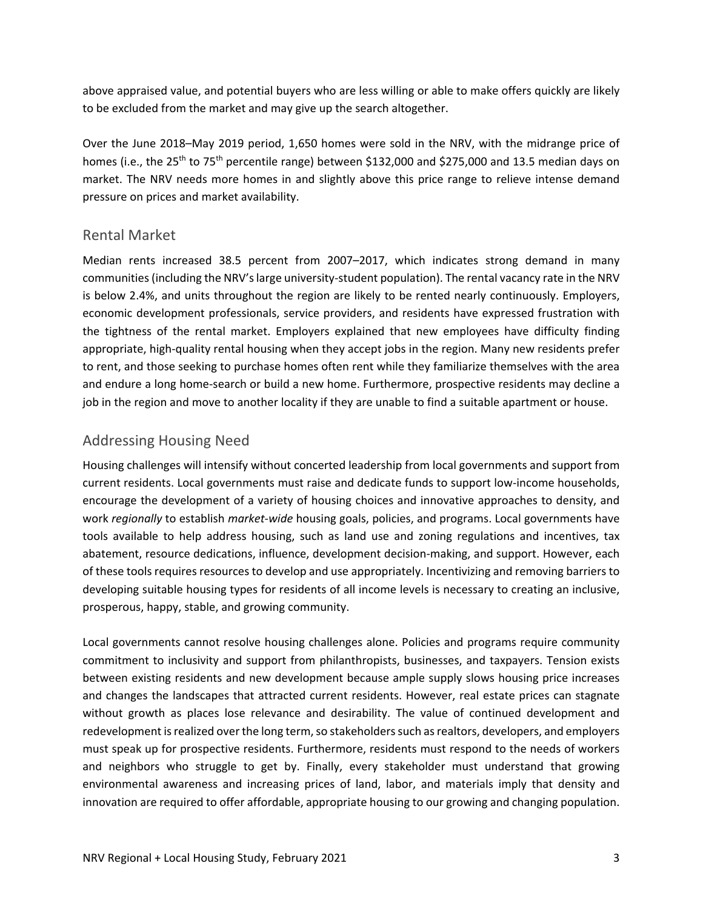above appraised value, and potential buyers who are less willing or able to make offers quickly are likely to be excluded from the market and may give up the search altogether.

Over the June 2018–May 2019 period, 1,650 homes were sold in the NRV, with the midrange price of homes (i.e., the 25th to 75th percentile range) between $132,000 and $275,000 and 13.5 median days on market. The NRV needs more homes in and slightly above this price range to relieve intense demand pressure on prices and market availability.

## Rental Market

Median rents increased 38.5 percent from 2007–2017, which indicates strong demand in many communities (including the NRV's large university-student population). The rental vacancy rate in the NRV is below 2.4%, and units throughout the region are likely to be rented nearly continuously. Employers, economic development professionals, service providers, and residents have expressed frustration with the tightness of the rental market. Employers explained that new employees have difficulty finding appropriate, high-quality rental housing when they accept jobs in the region. Many new residents prefer to rent, and those seeking to purchase homes often rent while they familiarize themselves with the area and endure a long home-search or build a new home. Furthermore, prospective residents may decline a job in the region and move to another locality if they are unable to find a suitable apartment or house.

## Addressing Housing Need

Housing challenges will intensify without concerted leadership from local governments and support from current residents. Local governments must raise and dedicate funds to support low-income households, encourage the development of a variety of housing choices and innovative approaches to density, and work *regionally* to establish *market-wide* housing goals, policies, and programs. Local governments have tools available to help address housing, such as land use and zoning regulations and incentives, tax abatement, resource dedications, influence, development decision-making, and support. However, each of these tools requires resources to develop and use appropriately. Incentivizing and removing barriers to developing suitable housing types for residents of all income levels is necessary to creating an inclusive, prosperous, happy, stable, and growing community.

Local governments cannot resolve housing challenges alone. Policies and programs require community commitment to inclusivity and support from philanthropists, businesses, and taxpayers. Tension exists between existing residents and new development because ample supply slows housing price increases and changes the landscapes that attracted current residents. However, real estate prices can stagnate without growth as places lose relevance and desirability. The value of continued development and redevelopment is realized over the long term, so stakeholders such as realtors, developers, and employers must speak up for prospective residents. Furthermore, residents must respond to the needs of workers and neighbors who struggle to get by. Finally, every stakeholder must understand that growing environmental awareness and increasing prices of land, labor, and materials imply that density and innovation are required to offer affordable, appropriate housing to our growing and changing population.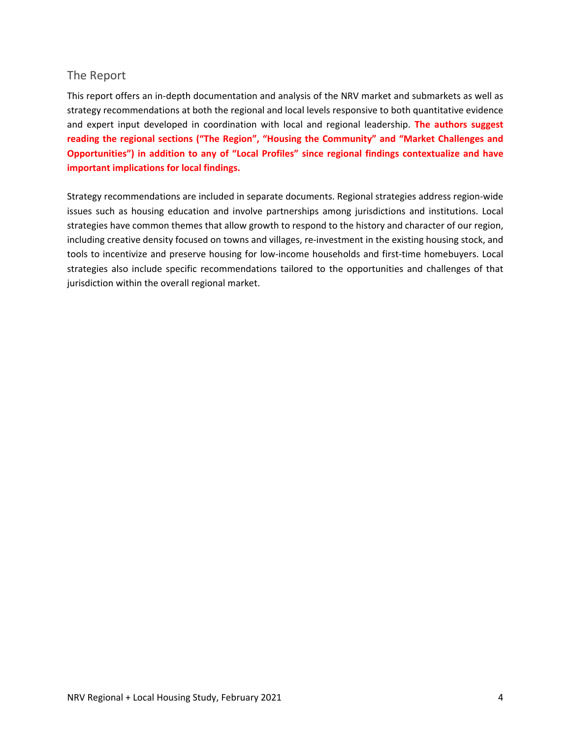## The Report

This report offers an in-depth documentation and analysis of the NRV market and submarkets as well as strategy recommendations at both the regional and local levels responsive to both quantitative evidence and expert input developed in coordination with local and regional leadership. **The authors suggest reading the regional sections ("The Region", "Housing the Community" and "Market Challenges and Opportunities") in addition to any of "Local Profiles" since regional findings contextualize and have important implications for local findings.**

Strategy recommendations are included in separate documents. Regional strategies address region-wide issues such as housing education and involve partnerships among jurisdictions and institutions. Local strategies have common themes that allow growth to respond to the history and character of our region, including creative density focused on towns and villages, re-investment in the existing housing stock, and tools to incentivize and preserve housing for low-income households and first-time homebuyers. Local strategies also include specific recommendations tailored to the opportunities and challenges of that jurisdiction within the overall regional market.